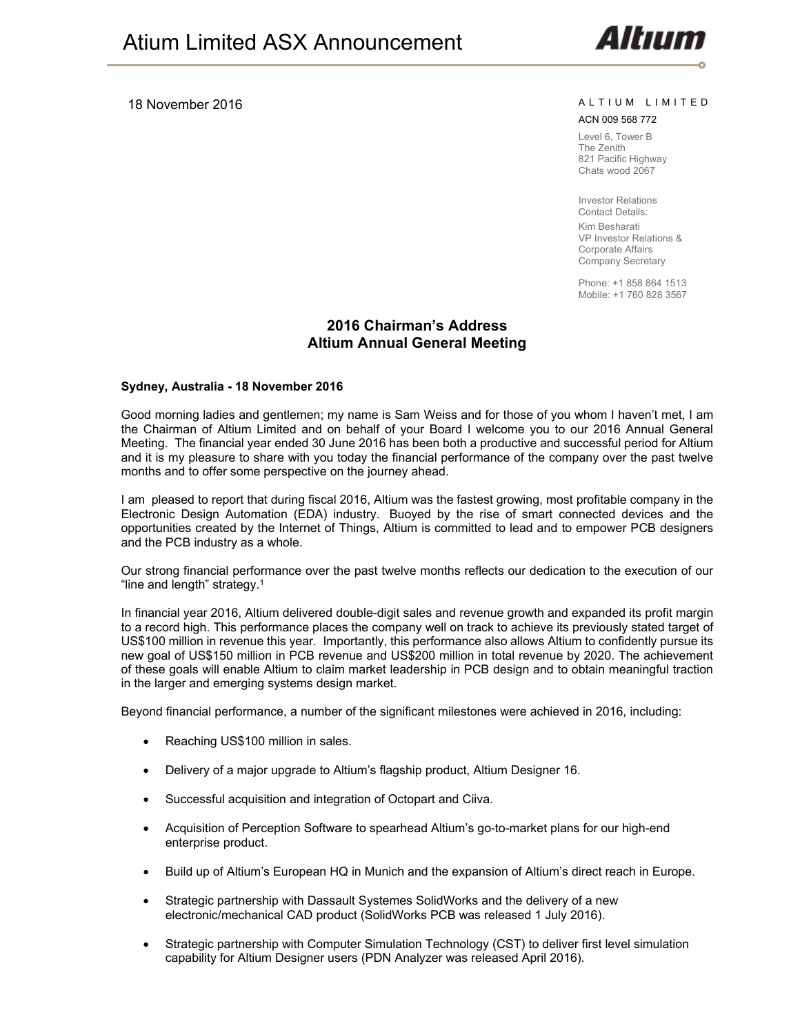# Atium Limited ASX Announcement

18 November 2016

ALTIUM LIMITED

ACN 009 568 772

Level 6, Tower B
The Zenith
821 Pacific Highway
Chats wood 2067

Investor Relations
Contact Details:
Kim Besharati
VP Investor Relations &
Corporate Affairs
Company Secretary

Phone: +1 858 864 1513
Mobile: +1 760 828 3567

## 2016 Chairman's Address
## Altium Annual General Meeting

**Sydney, Australia - 18 November 2016**

Good morning ladies and gentlemen; my name is Sam Weiss and for those of you whom I haven't met, I am the Chairman of Altium Limited and on behalf of your Board I welcome you to our 2016 Annual General Meeting. The financial year ended 30 June 2016 has been both a productive and successful period for Altium and it is my pleasure to share with you today the financial performance of the company over the past twelve months and to offer some perspective on the journey ahead.

I am pleased to report that during fiscal 2016, Altium was the fastest growing, most profitable company in the Electronic Design Automation (EDA) industry. Buoyed by the rise of smart connected devices and the opportunities created by the Internet of Things, Altium is committed to lead and to empower PCB designers and the PCB industry as a whole.

Our strong financial performance over the past twelve months reflects our dedication to the execution of our "line and length" strategy.[1]

In financial year 2016, Altium delivered double-digit sales and revenue growth and expanded its profit margin to a record high. This performance places the company well on track to achieve its previously stated target of US$100 million in revenue this year. Importantly, this performance also allows Altium to confidently pursue its new goal of US$150 million in PCB revenue and US$200 million in total revenue by 2020. The achievement of these goals will enable Altium to claim market leadership in PCB design and to obtain meaningful traction in the larger and emerging systems design market.

Beyond financial performance, a number of the significant milestones were achieved in 2016, including:

- Reaching US$100 million in sales.
- Delivery of a major upgrade to Altium's flagship product, Altium Designer 16.
- Successful acquisition and integration of Octopart and Ciiva.
- Acquisition of Perception Software to spearhead Altium's go-to-market plans for our high-end enterprise product.
- Build up of Altium's European HQ in Munich and the expansion of Altium's direct reach in Europe.
- Strategic partnership with Dassault Systemes SolidWorks and the delivery of a new electronic/mechanical CAD product (SolidWorks PCB was released 1 July 2016).
- Strategic partnership with Computer Simulation Technology (CST) to deliver first level simulation capability for Altium Designer users (PDN Analyzer was released April 2016).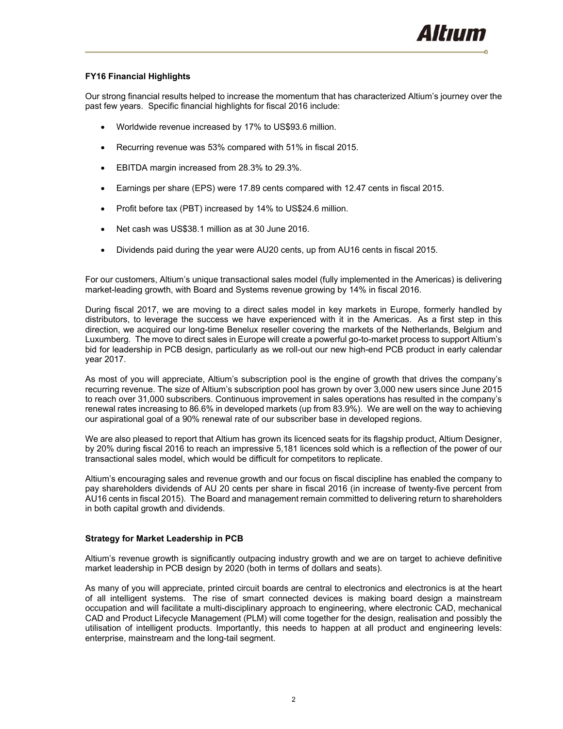**FY16 Financial Highlights**

Our strong financial results helped to increase the momentum that has characterized Altium's journey over the past few years. Specific financial highlights for fiscal 2016 include:

- Worldwide revenue increased by 17% to US$93.6 million.
- Recurring revenue was 53% compared with 51% in fiscal 2015.
- EBITDA margin increased from 28.3% to 29.3%.
- Earnings per share (EPS) were 17.89 cents compared with 12.47 cents in fiscal 2015.
- Profit before tax (PBT) increased by 14% to US$24.6 million.
- Net cash was US$38.1 million as at 30 June 2016.
- Dividends paid during the year were AU20 cents, up from AU16 cents in fiscal 2015.

For our customers, Altium's unique transactional sales model (fully implemented in the Americas) is delivering market-leading growth, with Board and Systems revenue growing by 14% in fiscal 2016.

During fiscal 2017, we are moving to a direct sales model in key markets in Europe, formerly handled by distributors, to leverage the success we have experienced with it in the Americas. As a first step in this direction, we acquired our long-time Benelux reseller covering the markets of the Netherlands, Belgium and Luxumberg. The move to direct sales in Europe will create a powerful go-to-market process to support Altium's bid for leadership in PCB design, particularly as we roll-out our new high-end PCB product in early calendar year 2017.

As most of you will appreciate, Altium's subscription pool is the engine of growth that drives the company's recurring revenue. The size of Altium's subscription pool has grown by over 3,000 new users since June 2015 to reach over 31,000 subscribers. Continuous improvement in sales operations has resulted in the company's renewal rates increasing to 86.6% in developed markets (up from 83.9%). We are well on the way to achieving our aspirational goal of a 90% renewal rate of our subscriber base in developed regions.

We are also pleased to report that Altium has grown its licenced seats for its flagship product, Altium Designer, by 20% during fiscal 2016 to reach an impressive 5,181 licences sold which is a reflection of the power of our transactional sales model, which would be difficult for competitors to replicate.

Altium's encouraging sales and revenue growth and our focus on fiscal discipline has enabled the company to pay shareholders dividends of AU 20 cents per share in fiscal 2016 (in increase of twenty-five percent from AU16 cents in fiscal 2015). The Board and management remain committed to delivering return to shareholders in both capital growth and dividends.

**Strategy for Market Leadership in PCB**

Altium's revenue growth is significantly outpacing industry growth and we are on target to achieve definitive market leadership in PCB design by 2020 (both in terms of dollars and seats).

As many of you will appreciate, printed circuit boards are central to electronics and electronics is at the heart of all intelligent systems. The rise of smart connected devices is making board design a mainstream occupation and will facilitate a multi-disciplinary approach to engineering, where electronic CAD, mechanical CAD and Product Lifecycle Management (PLM) will come together for the design, realisation and possibly the utilisation of intelligent products. Importantly, this needs to happen at all product and engineering levels: enterprise, mainstream and the long-tail segment.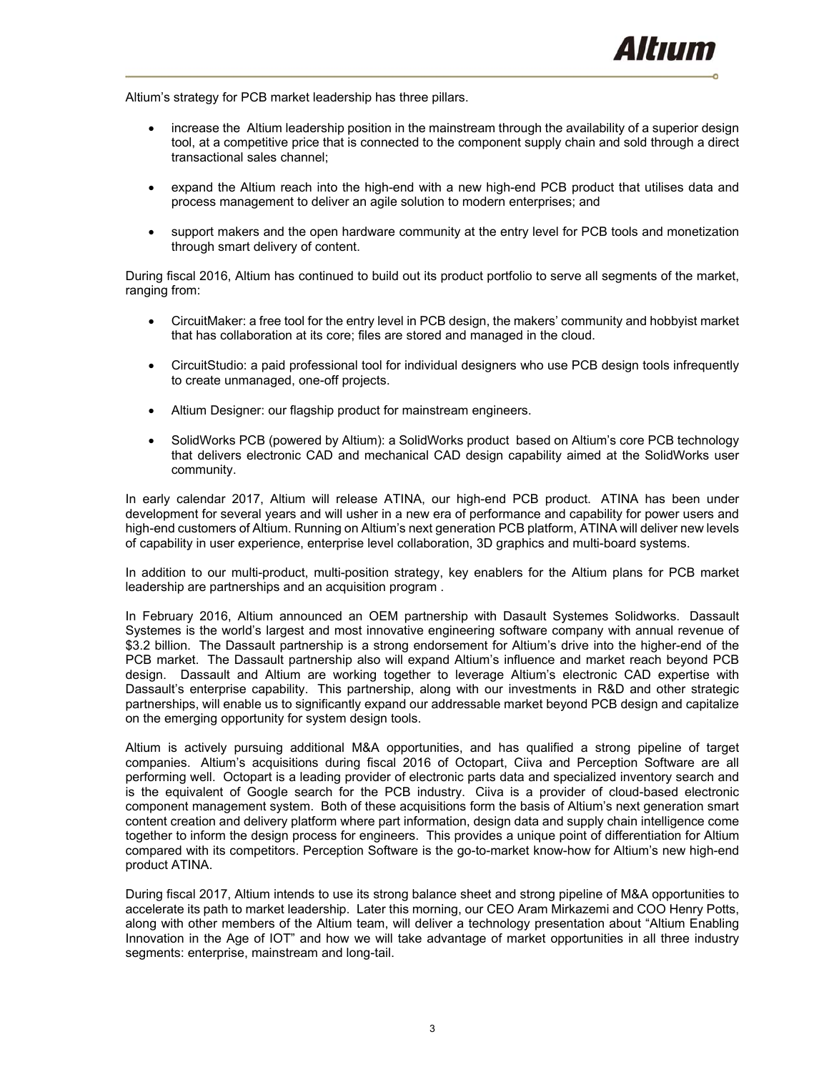Altium's strategy for PCB market leadership has three pillars.

- increase the Altium leadership position in the mainstream through the availability of a superior design tool, at a competitive price that is connected to the component supply chain and sold through a direct transactional sales channel;
- expand the Altium reach into the high-end with a new high-end PCB product that utilises data and process management to deliver an agile solution to modern enterprises; and
- support makers and the open hardware community at the entry level for PCB tools and monetization through smart delivery of content.

During fiscal 2016, Altium has continued to build out its product portfolio to serve all segments of the market, ranging from:

- CircuitMaker: a free tool for the entry level in PCB design, the makers' community and hobbyist market that has collaboration at its core; files are stored and managed in the cloud.
- CircuitStudio: a paid professional tool for individual designers who use PCB design tools infrequently to create unmanaged, one-off projects.
- Altium Designer: our flagship product for mainstream engineers.
- SolidWorks PCB (powered by Altium): a SolidWorks product based on Altium's core PCB technology that delivers electronic CAD and mechanical CAD design capability aimed at the SolidWorks user community.

In early calendar 2017, Altium will release ATINA, our high-end PCB product. ATINA has been under development for several years and will usher in a new era of performance and capability for power users and high-end customers of Altium. Running on Altium's next generation PCB platform, ATINA will deliver new levels of capability in user experience, enterprise level collaboration, 3D graphics and multi-board systems.

In addition to our multi-product, multi-position strategy, key enablers for the Altium plans for PCB market leadership are partnerships and an acquisition program .

In February 2016, Altium announced an OEM partnership with Dassault Systemes Solidworks. Dassault Systemes is the world's largest and most innovative engineering software company with annual revenue of $3.2 billion. The Dassault partnership is a strong endorsement for Altium's drive into the higher-end of the PCB market. The Dassault partnership also will expand Altium's influence and market reach beyond PCB design. Dassault and Altium are working together to leverage Altium's electronic CAD expertise with Dassault's enterprise capability. This partnership, along with our investments in R&D and other strategic partnerships, will enable us to significantly expand our addressable market beyond PCB design and capitalize on the emerging opportunity for system design tools.

Altium is actively pursuing additional M&A opportunities, and has qualified a strong pipeline of target companies. Altium's acquisitions during fiscal 2016 of Octopart, Ciiva and Perception Software are all performing well. Octopart is a leading provider of electronic parts data and specialized inventory search and is the equivalent of Google search for the PCB industry. Ciiva is a provider of cloud-based electronic component management system. Both of these acquisitions form the basis of Altium's next generation smart content creation and delivery platform where part information, design data and supply chain intelligence come together to inform the design process for engineers. This provides a unique point of differentiation for Altium compared with its competitors. Perception Software is the go-to-market know-how for Altium's new high-end product ATINA.

During fiscal 2017, Altium intends to use its strong balance sheet and strong pipeline of M&A opportunities to accelerate its path to market leadership. Later this morning, our CEO Aram Mirkazemi and COO Henry Potts, along with other members of the Altium team, will deliver a technology presentation about "Altium Enabling Innovation in the Age of IOT" and how we will take advantage of market opportunities in all three industry segments: enterprise, mainstream and long-tail.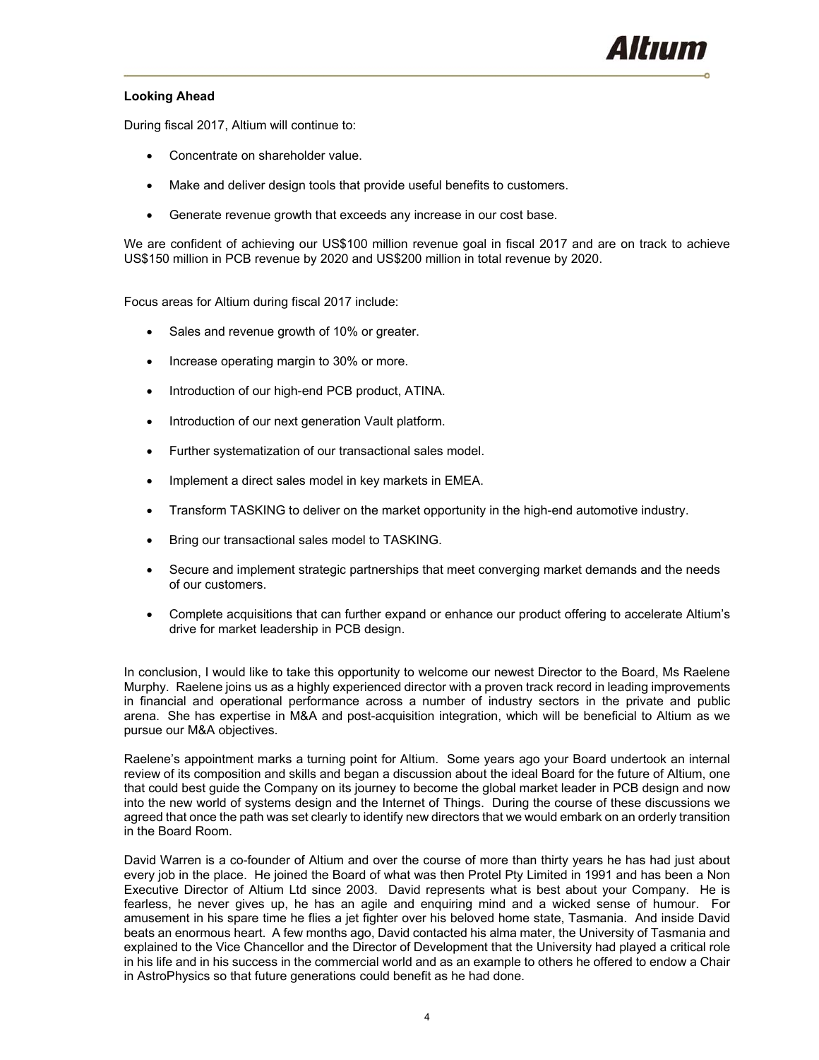**Looking Ahead**

During fiscal 2017, Altium will continue to:

- Concentrate on shareholder value.
- Make and deliver design tools that provide useful benefits to customers.
- Generate revenue growth that exceeds any increase in our cost base.

We are confident of achieving our US$100 million revenue goal in fiscal 2017 and are on track to achieve US$150 million in PCB revenue by 2020 and US$200 million in total revenue by 2020.

Focus areas for Altium during fiscal 2017 include:

- Sales and revenue growth of 10% or greater.
- Increase operating margin to 30% or more.
- Introduction of our high-end PCB product, ATINA.
- Introduction of our next generation Vault platform.
- Further systematization of our transactional sales model.
- Implement a direct sales model in key markets in EMEA.
- Transform TASKING to deliver on the market opportunity in the high-end automotive industry.
- Bring our transactional sales model to TASKING.
- Secure and implement strategic partnerships that meet converging market demands and the needs of our customers.
- Complete acquisitions that can further expand or enhance our product offering to accelerate Altium's drive for market leadership in PCB design.

In conclusion, I would like to take this opportunity to welcome our newest Director to the Board, Ms Raelene Murphy. Raelene joins us as a highly experienced director with a proven track record in leading improvements in financial and operational performance across a number of industry sectors in the private and public arena. She has expertise in M&A and post-acquisition integration, which will be beneficial to Altium as we pursue our M&A objectives.

Raelene's appointment marks a turning point for Altium. Some years ago your Board undertook an internal review of its composition and skills and began a discussion about the ideal Board for the future of Altium, one that could best guide the Company on its journey to become the global market leader in PCB design and now into the new world of systems design and the Internet of Things. During the course of these discussions we agreed that once the path was set clearly to identify new directors that we would embark on an orderly transition in the Board Room.

David Warren is a co-founder of Altium and over the course of more than thirty years he has had just about every job in the place. He joined the Board of what was then Protel Pty Limited in 1991 and has been a Non Executive Director of Altium Ltd since 2003. David represents what is best about your Company. He is fearless, he never gives up, he has an agile and enquiring mind and a wicked sense of humour. For amusement in his spare time he flies a jet fighter over his beloved home state, Tasmania. And inside David beats an enormous heart. A few months ago, David contacted his alma mater, the University of Tasmania and explained to the Vice Chancellor and the Director of Development that the University had played a critical role in his life and in his success in the commercial world and as an example to others he offered to endow a Chair in AstroPhysics so that future generations could benefit as he had done.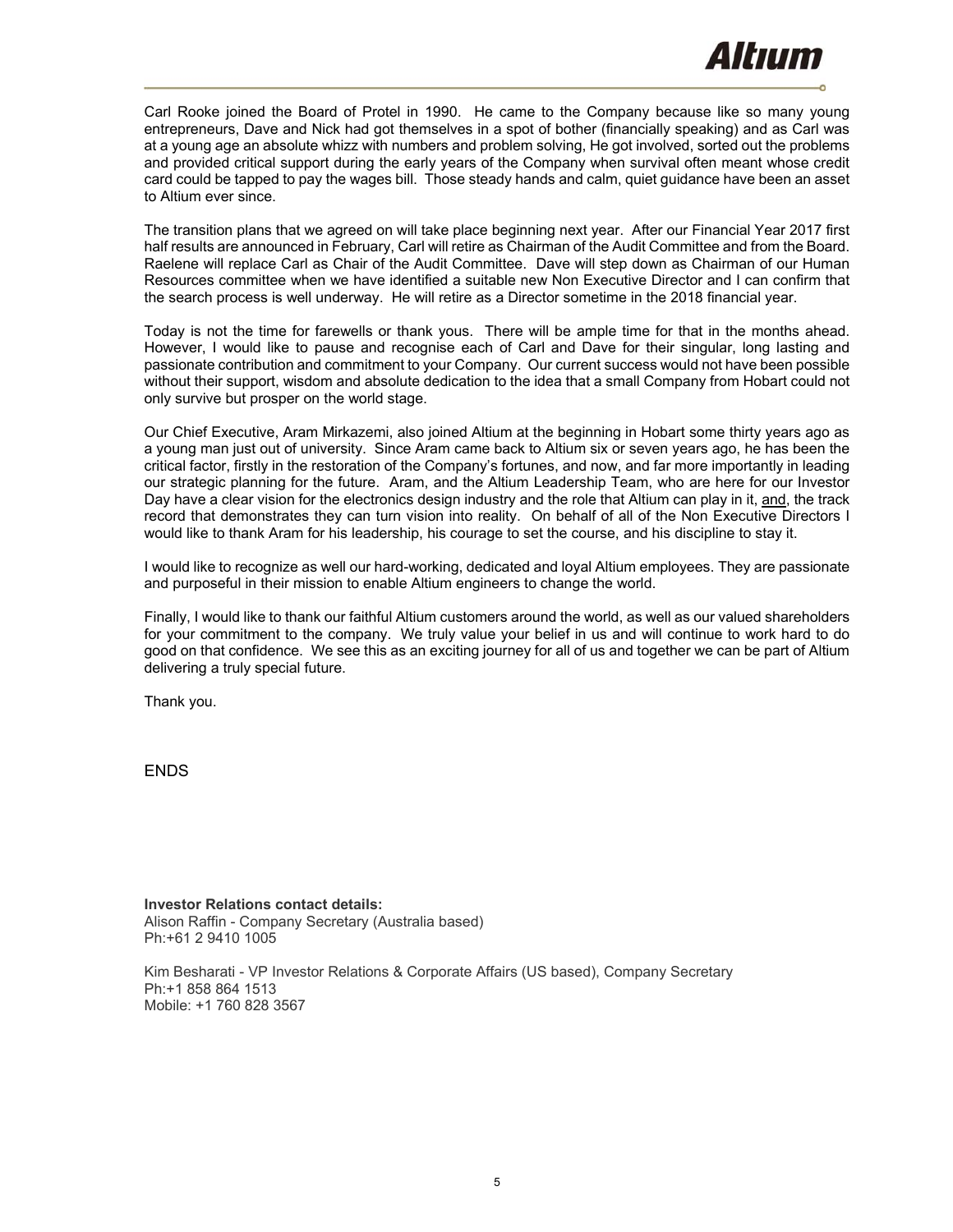Carl Rooke joined the Board of Protel in 1990. He came to the Company because like so many young entrepreneurs, Dave and Nick had got themselves in a spot of bother (financially speaking) and as Carl was at a young age an absolute whizz with numbers and problem solving, He got involved, sorted out the problems and provided critical support during the early years of the Company when survival often meant whose credit card could be tapped to pay the wages bill. Those steady hands and calm, quiet guidance have been an asset to Altium ever since.

The transition plans that we agreed on will take place beginning next year. After our Financial Year 2017 first half results are announced in February, Carl will retire as Chairman of the Audit Committee and from the Board. Raelene will replace Carl as Chair of the Audit Committee. Dave will step down as Chairman of our Human Resources committee when we have identified a suitable new Non Executive Director and I can confirm that the search process is well underway. He will retire as a Director sometime in the 2018 financial year.

Today is not the time for farewells or thank yous. There will be ample time for that in the months ahead. However, I would like to pause and recognise each of Carl and Dave for their singular, long lasting and passionate contribution and commitment to your Company. Our current success would not have been possible without their support, wisdom and absolute dedication to the idea that a small Company from Hobart could not only survive but prosper on the world stage.

Our Chief Executive, Aram Mirkazemi, also joined Altium at the beginning in Hobart some thirty years ago as a young man just out of university. Since Aram came back to Altium six or seven years ago, he has been the critical factor, firstly in the restoration of the Company's fortunes, and now, and far more importantly in leading our strategic planning for the future. Aram, and the Altium Leadership Team, who are here for our Investor Day have a clear vision for the electronics design industry and the role that Altium can play in it, and, the track record that demonstrates they can turn vision into reality. On behalf of all of the Non Executive Directors I would like to thank Aram for his leadership, his courage to set the course, and his discipline to stay it.

I would like to recognize as well our hard-working, dedicated and loyal Altium employees. They are passionate and purposeful in their mission to enable Altium engineers to change the world.

Finally, I would like to thank our faithful Altium customers around the world, as well as our valued shareholders for your commitment to the company. We truly value your belief in us and will continue to work hard to do good on that confidence. We see this as an exciting journey for all of us and together we can be part of Altium delivering a truly special future.

Thank you.

ENDS

**Investor Relations contact details:**
Alison Raffin - Company Secretary (Australia based)
Ph:+61 2 9410 1005

Kim Besharati - VP Investor Relations & Corporate Affairs (US based), Company Secretary
Ph:+1 858 864 1513
Mobile: +1 760 828 3567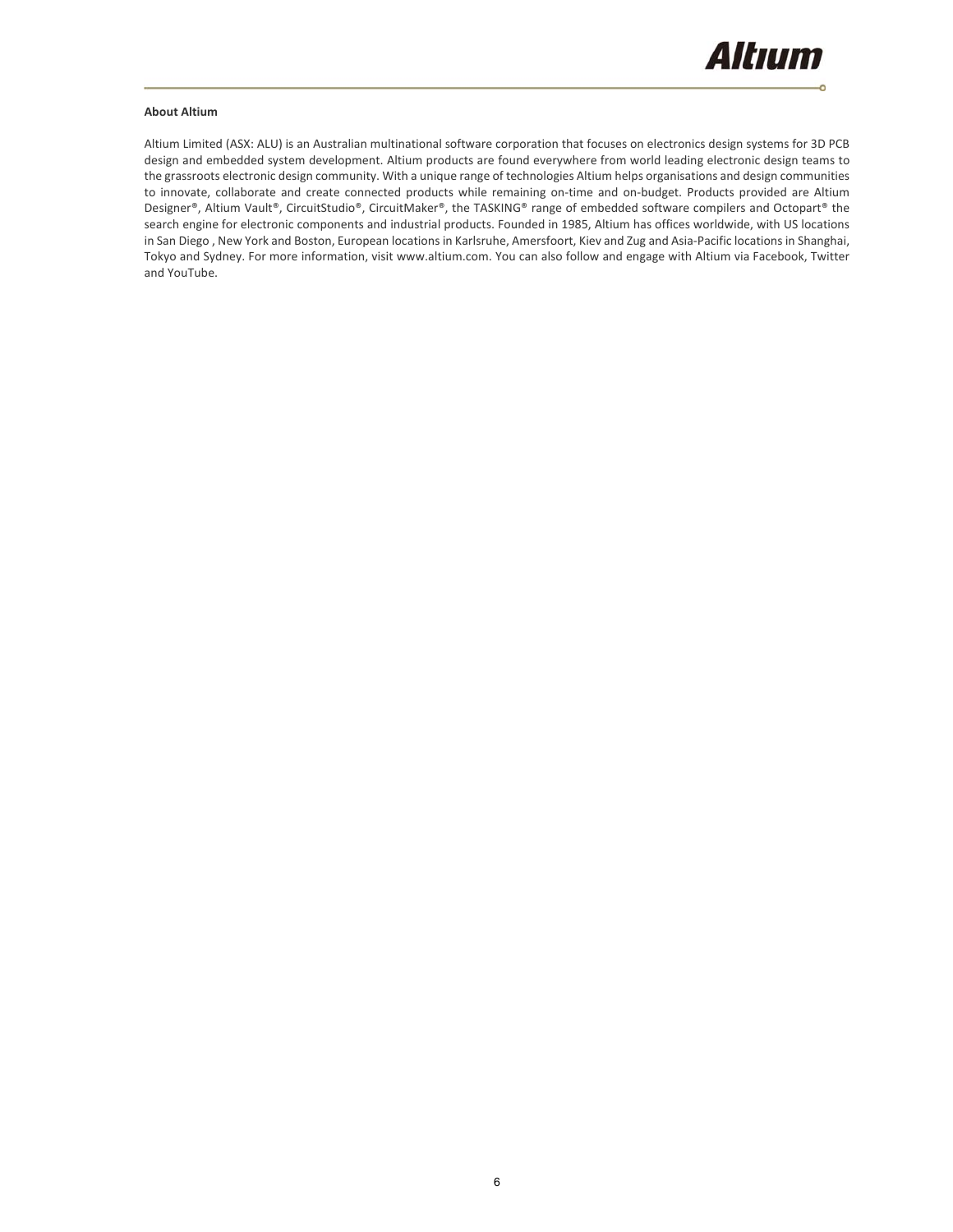**About Altium**

Altium Limited (ASX: ALU) is an Australian multinational software corporation that focuses on electronics design systems for 3D PCB design and embedded system development. Altium products are found everywhere from world leading electronic design teams to the grassroots electronic design community. With a unique range of technologies Altium helps organisations and design communities to innovate, collaborate and create connected products while remaining on-time and on-budget. Products provided are Altium Designer®, Altium Vault®, CircuitStudio®, CircuitMaker®, the TASKING® range of embedded software compilers and Octopart® the search engine for electronic components and industrial products. Founded in 1985, Altium has offices worldwide, with US locations in San Diego , New York and Boston, European locations in Karlsruhe, Amersfoort, Kiev and Zug and Asia-Pacific locations in Shanghai, Tokyo and Sydney. For more information, visit www.altium.com. You can also follow and engage with Altium via Facebook, Twitter and YouTube.